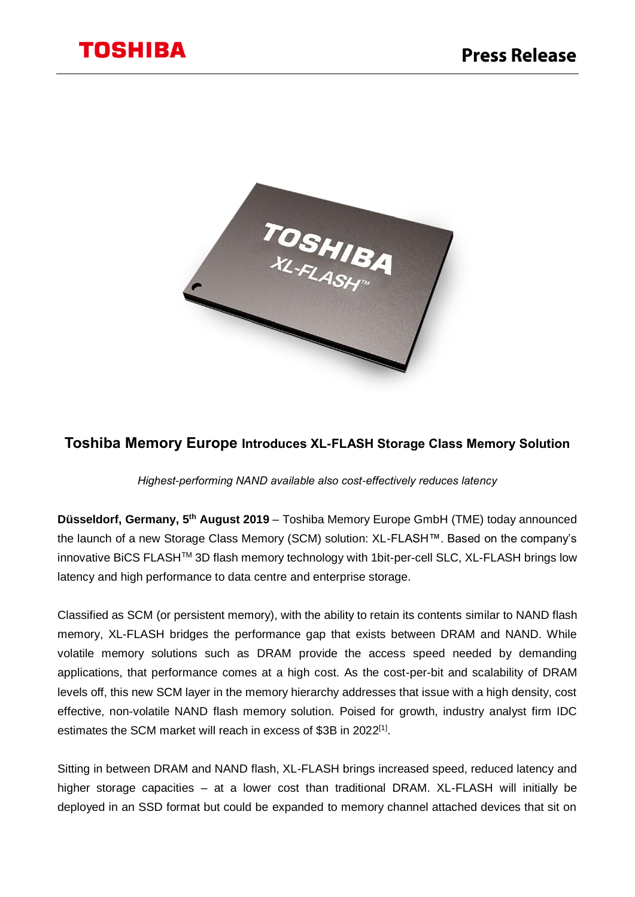# Toshiba Memory Europe Introduces XL-FLASH Storage Class Memory Solution

*Highest-performing NAND available also cost-effectively reduces latency*

**Düsseldorf, Germany, 5th August 2019** – Toshiba Memory Europe GmbH (TME) today announced the launch of a new Storage Class Memory (SCM) solution: XL-FLASH™. Based on the company's innovative BiCS FLASH™ 3D flash memory technology with 1bit-per-cell SLC, XL-FLASH brings low latency and high performance to data centre and enterprise storage.

Classified as SCM (or persistent memory), with the ability to retain its contents similar to NAND flash memory, XL-FLASH bridges the performance gap that exists between DRAM and NAND. While volatile memory solutions such as DRAM provide the access speed needed by demanding applications, that performance comes at a high cost. As the cost-per-bit and scalability of DRAM levels off, this new SCM layer in the memory hierarchy addresses that issue with a high density, cost effective, non-volatile NAND flash memory solution. Poised for growth, industry analyst firm IDC estimates the SCM market will reach in excess of $3B in 2022[1].

Sitting in between DRAM and NAND flash, XL-FLASH brings increased speed, reduced latency and higher storage capacities – at a lower cost than traditional DRAM. XL-FLASH will initially be deployed in an SSD format but could be expanded to memory channel attached devices that sit on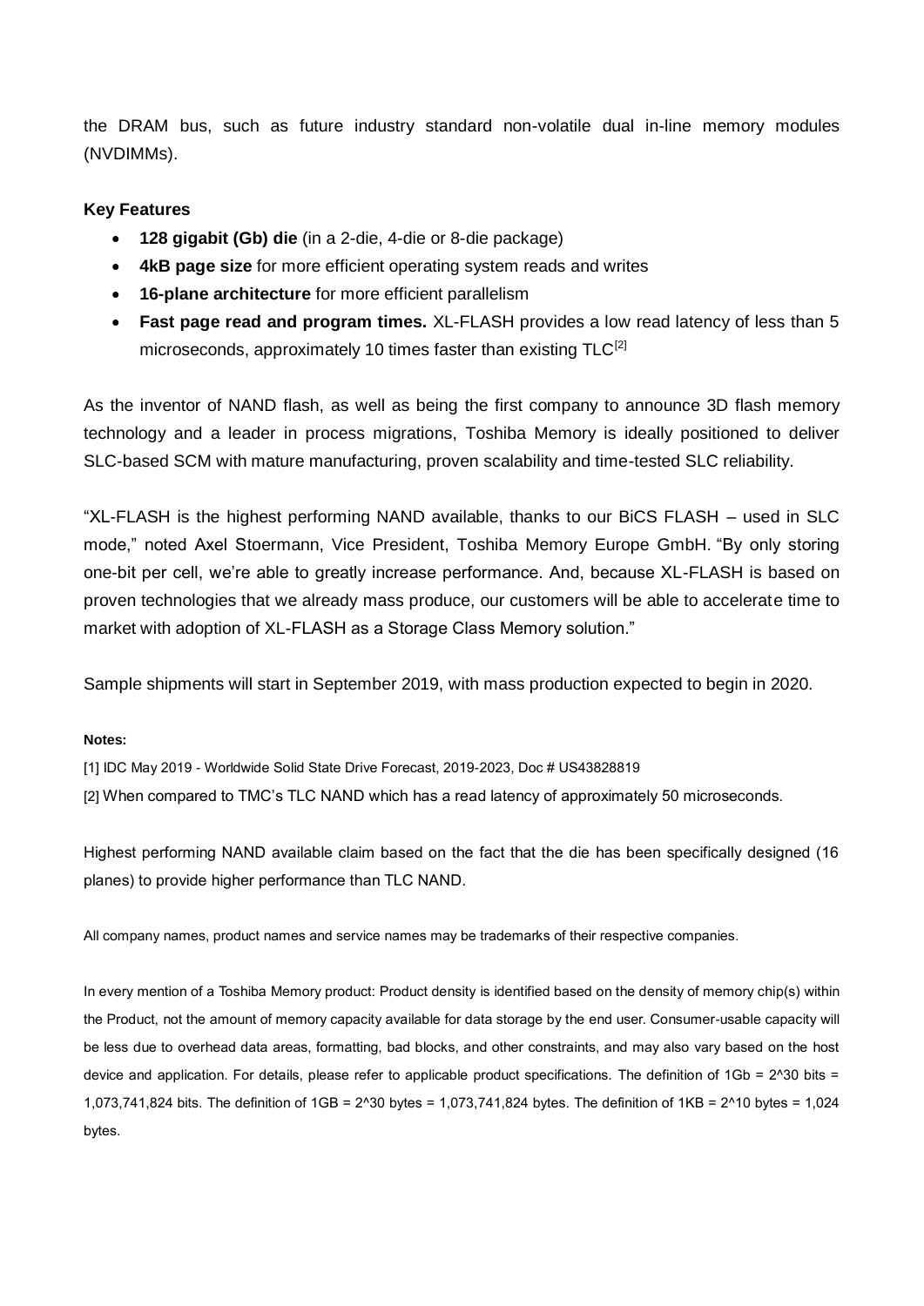the DRAM bus, such as future industry standard non-volatile dual in-line memory modules (NVDIMMs).

**Key Features**

- **128 gigabit (Gb) die** (in a 2-die, 4-die or 8-die package)
- **4kB page size** for more efficient operating system reads and writes
- **16-plane architecture** for more efficient parallelism
- **Fast page read and program times.** XL-FLASH provides a low read latency of less than 5 microseconds, approximately 10 times faster than existing TLC[2]

As the inventor of NAND flash, as well as being the first company to announce 3D flash memory technology and a leader in process migrations, Toshiba Memory is ideally positioned to deliver SLC-based SCM with mature manufacturing, proven scalability and time-tested SLC reliability.

"XL-FLASH is the highest performing NAND available, thanks to our BiCS FLASH – used in SLC mode," noted Axel Stoermann, Vice President, Toshiba Memory Europe GmbH. "By only storing one-bit per cell, we're able to greatly increase performance. And, because XL-FLASH is based on proven technologies that we already mass produce, our customers will be able to accelerate time to market with adoption of XL-FLASH as a Storage Class Memory solution."

Sample shipments will start in September 2019, with mass production expected to begin in 2020.

**Notes:**

[1] IDC May 2019 - Worldwide Solid State Drive Forecast, 2019-2023, Doc # US43828819

[2] When compared to TMC's TLC NAND which has a read latency of approximately 50 microseconds.

Highest performing NAND available claim based on the fact that the die has been specifically designed (16 planes) to provide higher performance than TLC NAND.

All company names, product names and service names may be trademarks of their respective companies.

In every mention of a Toshiba Memory product: Product density is identified based on the density of memory chip(s) within the Product, not the amount of memory capacity available for data storage by the end user. Consumer-usable capacity will be less due to overhead data areas, formatting, bad blocks, and other constraints, and may also vary based on the host device and application. For details, please refer to applicable product specifications. The definition of 1Gb = $2^{30}$ bits = 1,073,741,824 bits. The definition of 1GB = $2^{30}$ bytes = 1,073,741,824 bytes. The definition of 1KB = $2^{10}$ bytes = 1,024 bytes.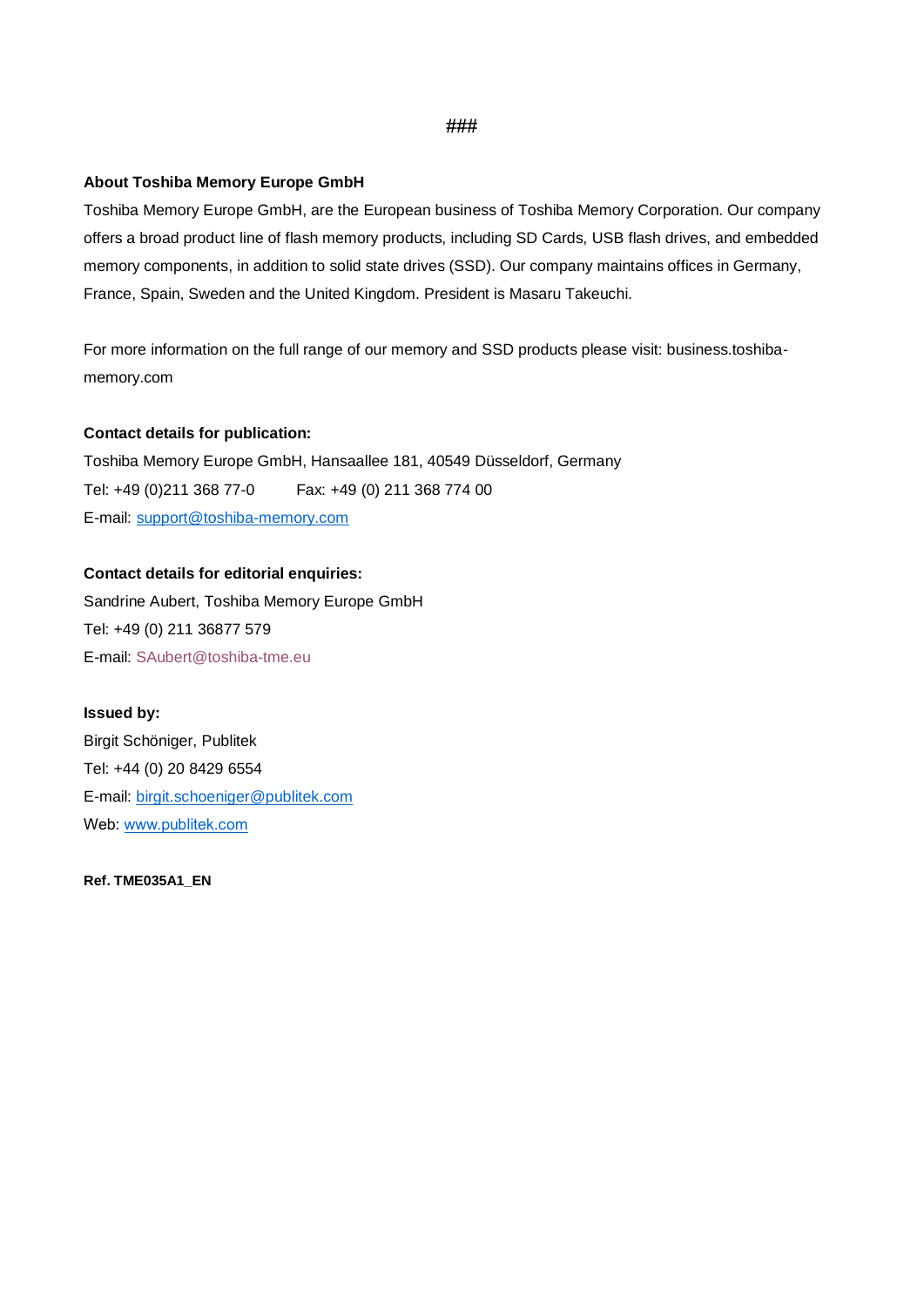###

**About Toshiba Memory Europe GmbH**

Toshiba Memory Europe GmbH, are the European business of Toshiba Memory Corporation. Our company offers a broad product line of flash memory products, including SD Cards, USB flash drives, and embedded memory components, in addition to solid state drives (SSD). Our company maintains offices in Germany, France, Spain, Sweden and the United Kingdom. President is Masaru Takeuchi.

For more information on the full range of our memory and SSD products please visit: business.toshiba-memory.com

**Contact details for publication:**

Toshiba Memory Europe GmbH, Hansaallee 181, 40549 Düsseldorf, Germany

Tel: +49 (0)211 368 77-0        Fax: +49 (0) 211 368 774 00

E-mail: support@toshiba-memory.com

**Contact details for editorial enquiries:**

Sandrine Aubert, Toshiba Memory Europe GmbH

Tel: +49 (0) 211 36877 579

E-mail: SAubert@toshiba-tme.eu

**Issued by:**

Birgit Schöniger, Publitek

Tel: +44 (0) 20 8429 6554

E-mail: birgit.schoeniger@publitek.com

Web: www.publitek.com

**Ref. TME035A1_EN**